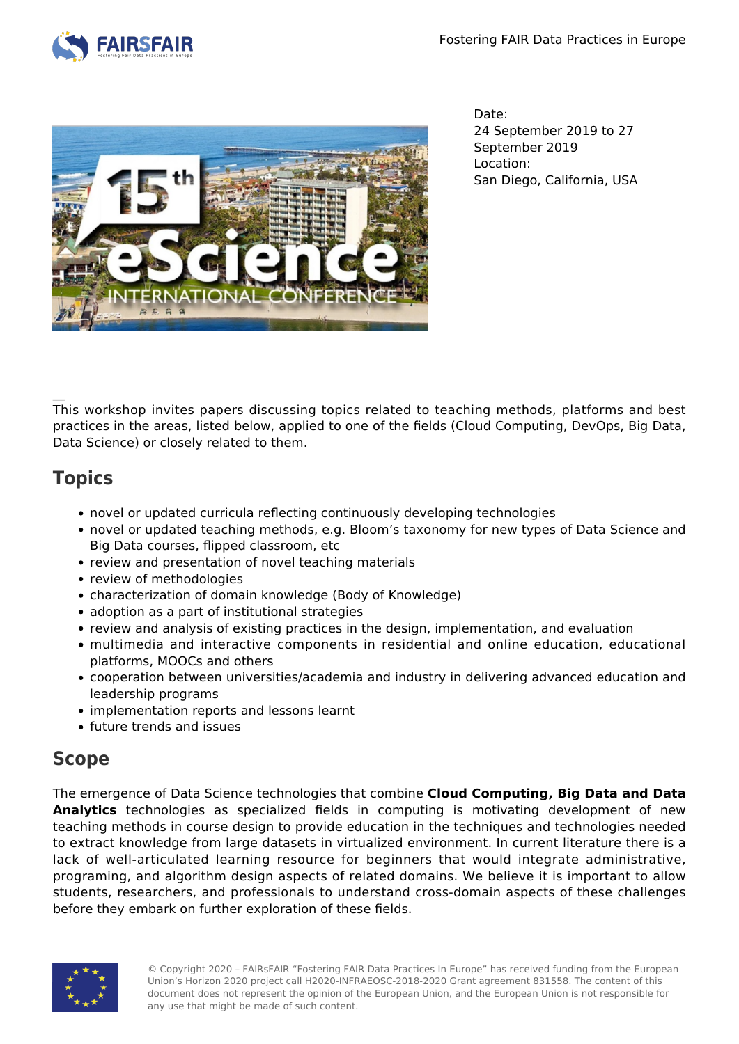Date:
24 September 2019 to 27 September 2019
Location:
San Diego, California, USA

__
This workshop invites papers discussing topics related to teaching methods, platforms and best practices in the areas, listed below, applied to one of the fields (Cloud Computing, DevOps, Big Data, Data Science) or closely related to them.

## Topics

- novel or updated curricula reflecting continuously developing technologies
- novel or updated teaching methods, e.g. Bloom's taxonomy for new types of Data Science and Big Data courses, flipped classroom, etc
- review and presentation of novel teaching materials
- review of methodologies
- characterization of domain knowledge (Body of Knowledge)
- adoption as a part of institutional strategies
- review and analysis of existing practices in the design, implementation, and evaluation
- multimedia and interactive components in residential and online education, educational platforms, MOOCs and others
- cooperation between universities/academia and industry in delivering advanced education and leadership programs
- implementation reports and lessons learnt
- future trends and issues

## Scope

The emergence of Data Science technologies that combine **Cloud Computing, Big Data and Data Analytics** technologies as specialized fields in computing is motivating development of new teaching methods in course design to provide education in the techniques and technologies needed to extract knowledge from large datasets in virtualized environment. In current literature there is a lack of well-articulated learning resource for beginners that would integrate administrative, programing, and algorithm design aspects of related domains. We believe it is important to allow students, researchers, and professionals to understand cross-domain aspects of these challenges before they embark on further exploration of these fields.

© Copyright 2020 – FAIRsFAIR "Fostering FAIR Data Practices In Europe" has received funding from the European Union's Horizon 2020 project call H2020-INFRAEOSC-2018-2020 Grant agreement 831558. The content of this document does not represent the opinion of the European Union, and the European Union is not responsible for any use that might be made of such content.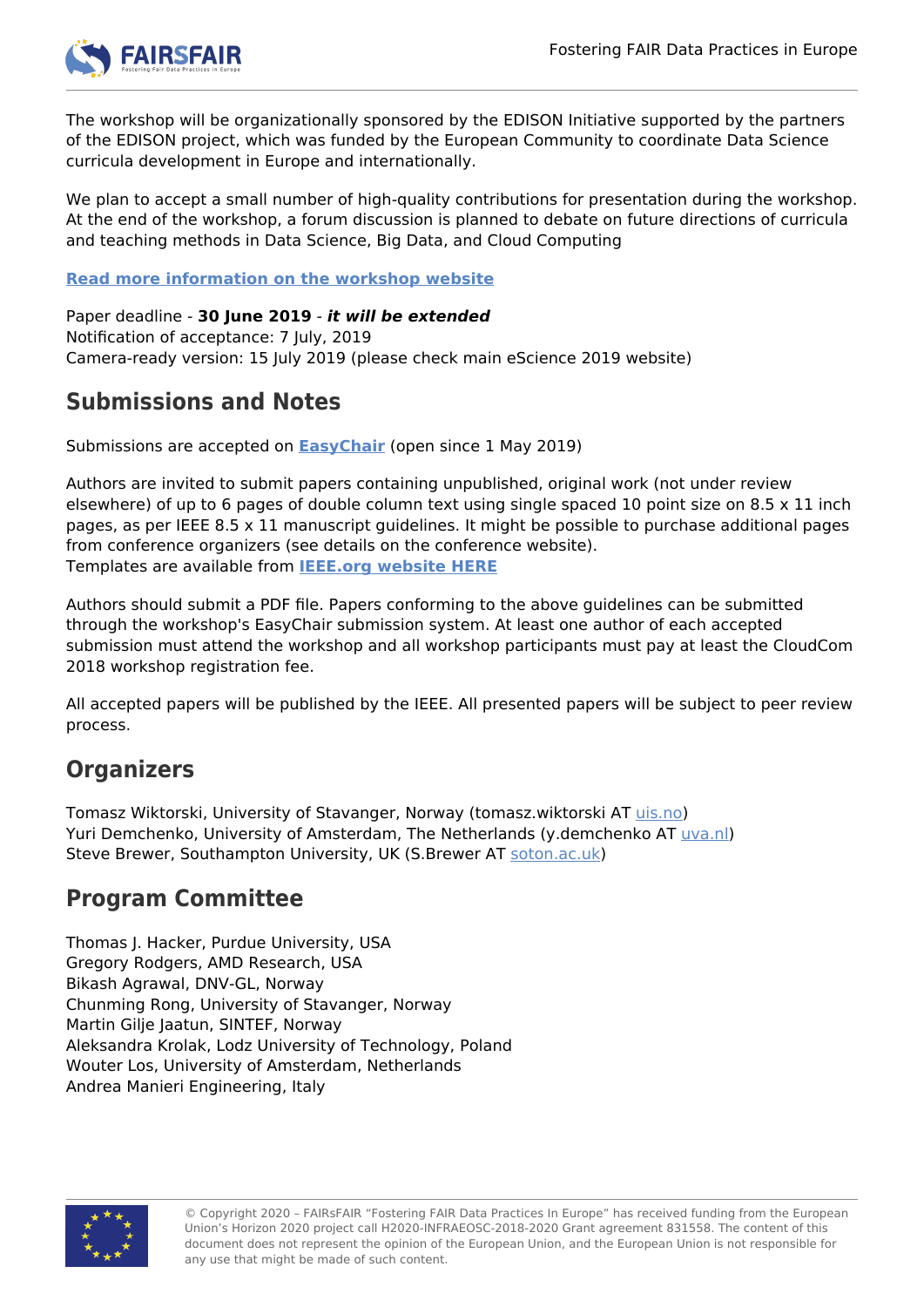The workshop will be organizationally sponsored by the EDISON Initiative supported by the partners of the EDISON project, which was funded by the European Community to coordinate Data Science curricula development in Europe and internationally.

We plan to accept a small number of high-quality contributions for presentation during the workshop. At the end of the workshop, a forum discussion is planned to debate on future directions of curricula and teaching methods in Data Science, Big Data, and Cloud Computing

**Read more information on the workshop website**

Paper deadline - **30 June 2019** - ***it will be extended***
Notification of acceptance: 7 July, 2019
Camera-ready version: 15 July 2019 (please check main eScience 2019 website)

## Submissions and Notes

Submissions are accepted on **EasyChair** (open since 1 May 2019)

Authors are invited to submit papers containing unpublished, original work (not under review elsewhere) of up to 6 pages of double column text using single spaced 10 point size on 8.5 x 11 inch pages, as per IEEE 8.5 x 11 manuscript guidelines. It might be possible to purchase additional pages from conference organizers (see details on the conference website).
Templates are available from **IEEE.org website HERE**

Authors should submit a PDF file. Papers conforming to the above guidelines can be submitted through the workshop's EasyChair submission system. At least one author of each accepted submission must attend the workshop and all workshop participants must pay at least the CloudCom 2018 workshop registration fee.

All accepted papers will be published by the IEEE. All presented papers will be subject to peer review process.

## Organizers

Tomasz Wiktorski, University of Stavanger, Norway (tomasz.wiktorski AT uis.no)
Yuri Demchenko, University of Amsterdam, The Netherlands (y.demchenko AT uva.nl)
Steve Brewer, Southampton University, UK (S.Brewer AT soton.ac.uk)

## Program Committee

Thomas J. Hacker, Purdue University, USA
Gregory Rodgers, AMD Research, USA
Bikash Agrawal, DNV-GL, Norway
Chunming Rong, University of Stavanger, Norway
Martin Gilje Jaatun, SINTEF, Norway
Aleksandra Krolak, Lodz University of Technology, Poland
Wouter Los, University of Amsterdam, Netherlands
Andrea Manieri Engineering, Italy